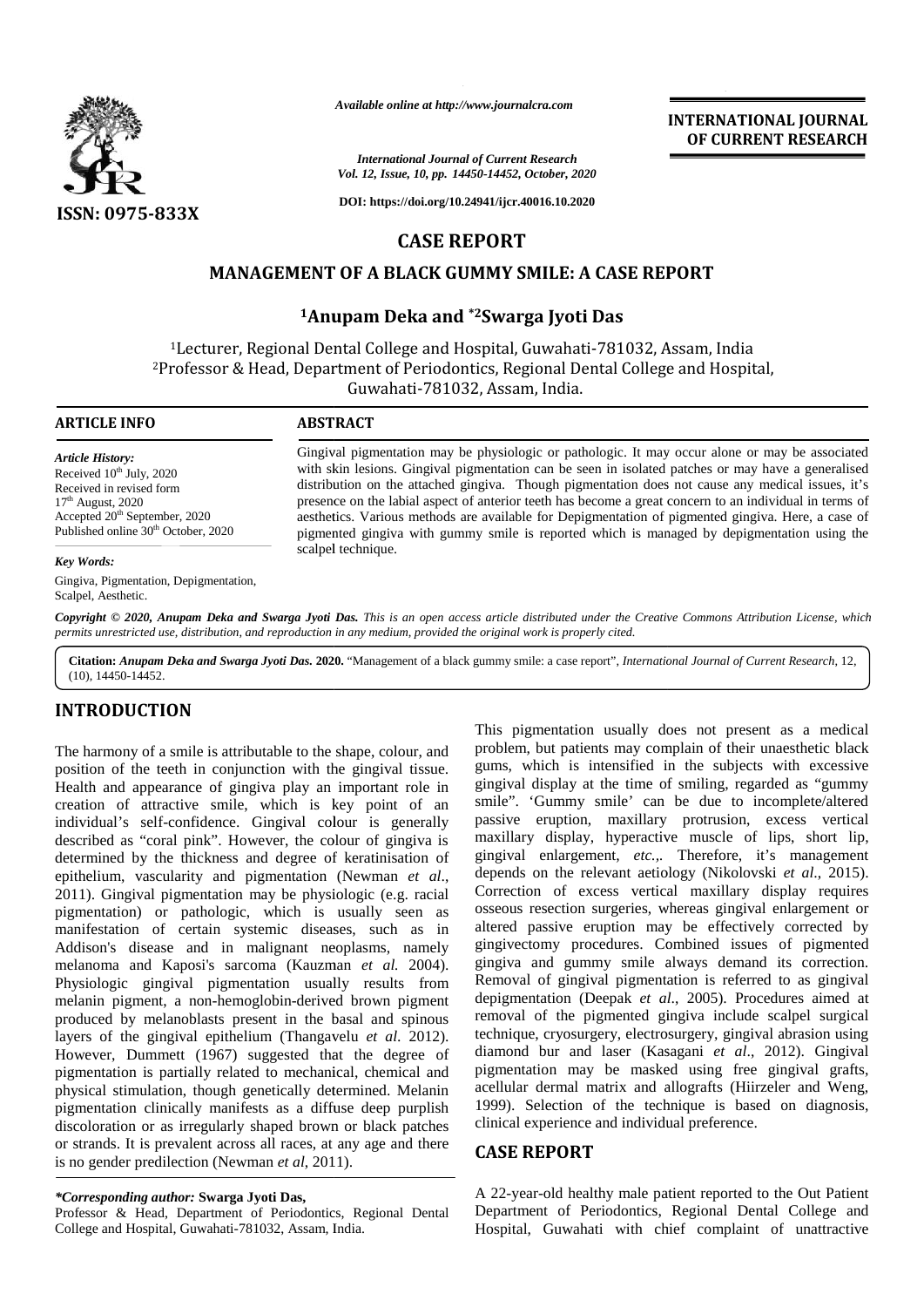*Available online at http://www.journalcra.com*

*International Journal of Current Research*
*Vol. 12, Issue, 10, pp. 14450-14452, October, 2020*

**DOI: https://doi.org/10.24941/ijcr.40016.10.2020**

**INTERNATIONAL JOURNAL OF CURRENT RESEARCH**

**ISSN: 0975-833X**

# CASE REPORT

# MANAGEMENT OF A BLACK GUMMY SMILE: A CASE REPORT

## [1]Anupam Deka and *[2]Swarga Jyoti Das

[1]Lecturer, Regional Dental College and Hospital, Guwahati-781032, Assam, India
[2]Professor & Head, Department of Periodontics, Regional Dental College and Hospital, Guwahati-781032, Assam, India.

### ARTICLE INFO

*Article History:*
Received 10th July, 2020
Received in revised form
17th August, 2020
Accepted 20th September, 2020
Published online 30th October, 2020

*Key Words:*
Gingiva, Pigmentation, Depigmentation, Scalpel, Aesthetic.

### ABSTRACT

Gingival pigmentation may be physiologic or pathologic. It may occur alone or may be associated with skin lesions. Gingival pigmentation can be seen in isolated patches or may have a generalised distribution on the attached gingiva. Though pigmentation does not cause any medical issues, it's presence on the labial aspect of anterior teeth has become a great concern to an individual in terms of aesthetics. Various methods are available for Depigmentation of pigmented gingiva. Here, a case of pigmented gingiva with gummy smile is reported which is managed by depigmentation using the scalpel technique.

*Copyright © 2020, Anupam Deka and Swarga Jyoti Das. This is an open access article distributed under the Creative Commons Attribution License, which permits unrestricted use, distribution, and reproduction in any medium, provided the original work is properly cited.*

**Citation:** *Anupam Deka and Swarga Jyoti Das.* **2020.** "Management of a black gummy smile: a case report", *International Journal of Current Research*, 12, (10), 14450-14452.

## INTRODUCTION

The harmony of a smile is attributable to the shape, colour, and position of the teeth in conjunction with the gingival tissue. Health and appearance of gingiva play an important role in creation of attractive smile, which is key point of an individual's self-confidence. Gingival colour is generally described as "coral pink". However, the colour of gingiva is determined by the thickness and degree of keratinisation of epithelium, vascularity and pigmentation (Newman *et al*., 2011). Gingival pigmentation may be physiologic (e.g. racial pigmentation) or pathologic, which is usually seen as manifestation of certain systemic diseases, such as in Addison's disease and in malignant neoplasms, namely melanoma and Kaposi's sarcoma (Kauzman *et al.* 2004). Physiologic gingival pigmentation usually results from melanin pigment, a non-hemoglobin-derived brown pigment produced by melanoblasts present in the basal and spinous layers of the gingival epithelium (Thangavelu *et al*. 2012). However, Dummett (1967) suggested that the degree of pigmentation is partially related to mechanical, chemical and physical stimulation, though genetically determined. Melanin pigmentation clinically manifests as a diffuse deep purplish discoloration or as irregularly shaped brown or black patches or strands. It is prevalent across all races, at any age and there is no gender predilection (Newman *et al*, 2011).

This pigmentation usually does not present as a medical problem, but patients may complain of their unaesthetic black gums, which is intensified in the subjects with excessive gingival display at the time of smiling, regarded as "gummy smile". 'Gummy smile' can be due to incomplete/altered passive eruption, maxillary protrusion, excess vertical maxillary display, hyperactive muscle of lips, short lip, gingival enlargement, *etc.*,. Therefore, it's management depends on the relevant aetiology (Nikolovski *et al*., 2015). Correction of excess vertical maxillary display requires osseous resection surgeries, whereas gingival enlargement or altered passive eruption may be effectively corrected by gingivectomy procedures. Combined issues of pigmented gingiva and gummy smile always demand its correction. Removal of gingival pigmentation is referred to as gingival depigmentation (Deepak *et al*., 2005). Procedures aimed at removal of the pigmented gingiva include scalpel surgical technique, cryosurgery, electrosurgery, gingival abrasion using diamond bur and laser (Kasagani *et al*., 2012). Gingival pigmentation may be masked using free gingival grafts, acellular dermal matrix and allografts (Hiirzeler and Weng, 1999). Selection of the technique is based on diagnosis, clinical experience and individual preference.

## CASE REPORT

A 22-year-old healthy male patient reported to the Out Patient Department of Periodontics, Regional Dental College and Hospital, Guwahati with chief complaint of unattractive

***Corresponding author:** **Swarga Jyoti Das,**
Professor & Head, Department of Periodontics, Regional Dental College and Hospital, Guwahati-781032, Assam, India.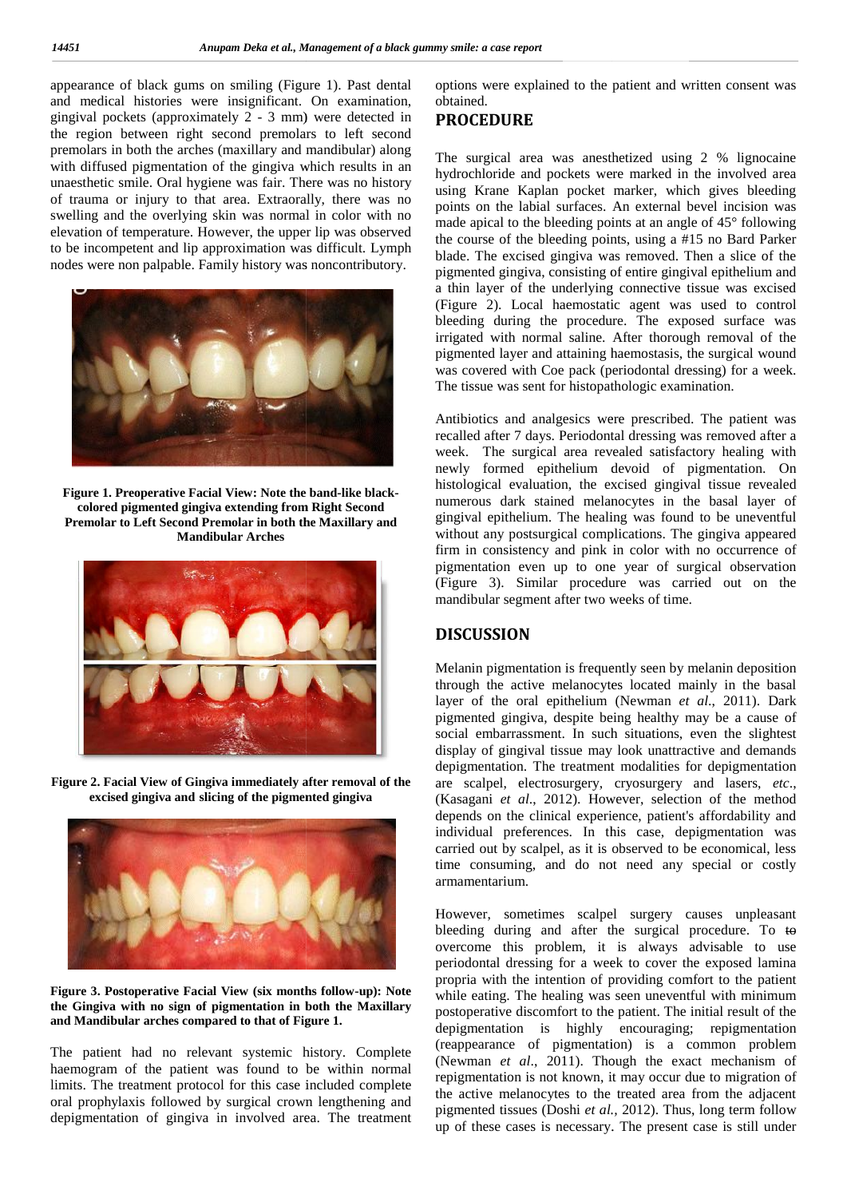appearance of black gums on smiling (Figure 1). Past dental and medical histories were insignificant. On examination, gingival pockets (approximately 2 - 3 mm) were detected in the region between right second premolars to left second premolars in both the arches (maxillary and mandibular) along with diffused pigmentation of the gingiva which results in an unaesthetic smile. Oral hygiene was fair. There was no history of trauma or injury to that area. Extraorally, there was no swelling and the overlying skin was normal in color with no elevation of temperature. However, the upper lip was observed to be incompetent and lip approximation was difficult. Lymph nodes were non palpable. Family history was noncontributory.

**Figure 1. Preoperative Facial View: Note the band-like black-colored pigmented gingiva extending from Right Second Premolar to Left Second Premolar in both the Maxillary and Mandibular Arches**

**Figure 2. Facial View of Gingiva immediately after removal of the excised gingiva and slicing of the pigmented gingiva**

**Figure 3. Postoperative Facial View (six months follow-up): Note the Gingiva with no sign of pigmentation in both the Maxillary and Mandibular arches compared to that of Figure 1.**

The patient had no relevant systemic history. Complete haemogram of the patient was found to be within normal limits. The treatment protocol for this case included complete oral prophylaxis followed by surgical crown lengthening and depigmentation of gingiva in involved area. The treatment options were explained to the patient and written consent was obtained.

## PROCEDURE

The surgical area was anesthetized using 2 % lignocaine hydrochloride and pockets were marked in the involved area using Krane Kaplan pocket marker, which gives bleeding points on the labial surfaces. An external bevel incision was made apical to the bleeding points at an angle of 45° following the course of the bleeding points, using a #15 no Bard Parker blade. The excised gingiva was removed. Then a slice of the pigmented gingiva, consisting of entire gingival epithelium and a thin layer of the underlying connective tissue was excised (Figure 2). Local haemostatic agent was used to control bleeding during the procedure. The exposed surface was irrigated with normal saline. After thorough removal of the pigmented layer and attaining haemostasis, the surgical wound was covered with Coe pack (periodontal dressing) for a week. The tissue was sent for histopathologic examination.

Antibiotics and analgesics were prescribed. The patient was recalled after 7 days. Periodontal dressing was removed after a week. The surgical area revealed satisfactory healing with newly formed epithelium devoid of pigmentation. On histological evaluation, the excised gingival tissue revealed numerous dark stained melanocytes in the basal layer of gingival epithelium. The healing was found to be uneventful without any postsurgical complications. The gingiva appeared firm in consistency and pink in color with no occurrence of pigmentation even up to one year of surgical observation (Figure 3). Similar procedure was carried out on the mandibular segment after two weeks of time.

## DISCUSSION

Melanin pigmentation is frequently seen by melanin deposition through the active melanocytes located mainly in the basal layer of the oral epithelium (Newman *et al*., 2011). Dark pigmented gingiva, despite being healthy may be a cause of social embarrassment. In such situations, even the slightest display of gingival tissue may look unattractive and demands depigmentation. The treatment modalities for depigmentation are scalpel, electrosurgery, cryosurgery and lasers, *etc*., (Kasagani *et al*., 2012). However, selection of the method depends on the clinical experience, patient's affordability and individual preferences. In this case, depigmentation was carried out by scalpel, as it is observed to be economical, less time consuming, and do not need any special or costly armamentarium.

However, sometimes scalpel surgery causes unpleasant bleeding during and after the surgical procedure. To ~~to~~ overcome this problem, it is always advisable to use periodontal dressing for a week to cover the exposed lamina propria with the intention of providing comfort to the patient while eating. The healing was seen uneventful with minimum postoperative discomfort to the patient. The initial result of the depigmentation is highly encouraging; repigmentation (reappearance of pigmentation) is a common problem (Newman *et al*., 2011). Though the exact mechanism of repigmentation is not known, it may occur due to migration of the active melanocytes to the treated area from the adjacent pigmented tissues (Doshi *et al.,* 2012). Thus, long term follow up of these cases is necessary. The present case is still under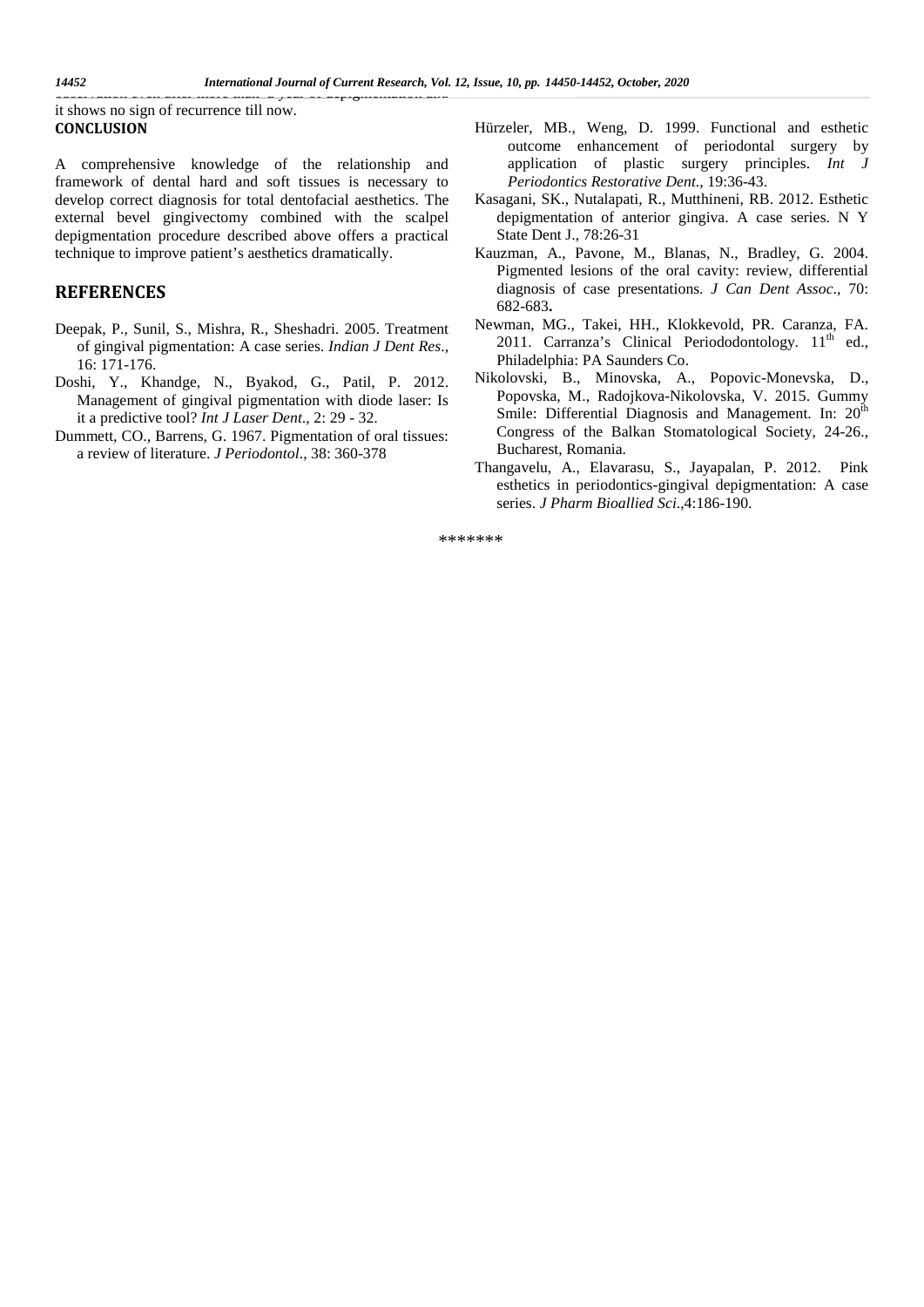it shows no sign of recurrence till now.

## CONCLUSION

A comprehensive knowledge of the relationship and framework of dental hard and soft tissues is necessary to develop correct diagnosis for total dentofacial aesthetics. The external bevel gingivectomy combined with the scalpel depigmentation procedure described above offers a practical technique to improve patient's aesthetics dramatically.

## REFERENCES

Deepak, P., Sunil, S., Mishra, R., Sheshadri. 2005. Treatment of gingival pigmentation: A case series. *Indian J Dent Res*., 16: 171-176.

Doshi, Y., Khandge, N., Byakod, G., Patil, P. 2012. Management of gingival pigmentation with diode laser: Is it a predictive tool? *Int J Laser Dent*., 2: 29 - 32.

Dummett, CO., Barrens, G. 1967. Pigmentation of oral tissues: a review of literature. *J Periodontol*., 38: 360-378

Hürzeler, MB., Weng, D. 1999. Functional and esthetic outcome enhancement of periodontal surgery by application of plastic surgery principles. *Int J Periodontics Restorative Dent*., 19:36-43.

Kasagani, SK., Nutalapati, R., Mutthineni, RB. 2012. Esthetic depigmentation of anterior gingiva. A case series. N Y State Dent J., 78:26-31

Kauzman, A., Pavone, M., Blanas, N., Bradley, G. 2004. Pigmented lesions of the oral cavity: review, differential diagnosis of case presentations. *J Can Dent Assoc*., 70: 682-683**.**

Newman, MG., Takei, HH., Klokkevold, PR. Caranza, FA. 2011. Carranza's Clinical Periododontology. 11th ed., Philadelphia: PA Saunders Co.

Nikolovski, B., Minovska, A., Popovic-Monevska, D., Popovska, M., Radojkova-Nikolovska, V. 2015. Gummy Smile: Differential Diagnosis and Management. In: 20th Congress of the Balkan Stomatological Society, 24-26., Bucharest, Romania.

Thangavelu, A., Elavarasu, S., Jayapalan, P. 2012. Pink esthetics in periodontics-gingival depigmentation: A case series. *J Pharm Bioallied Sci*.,4:186-190.

*******